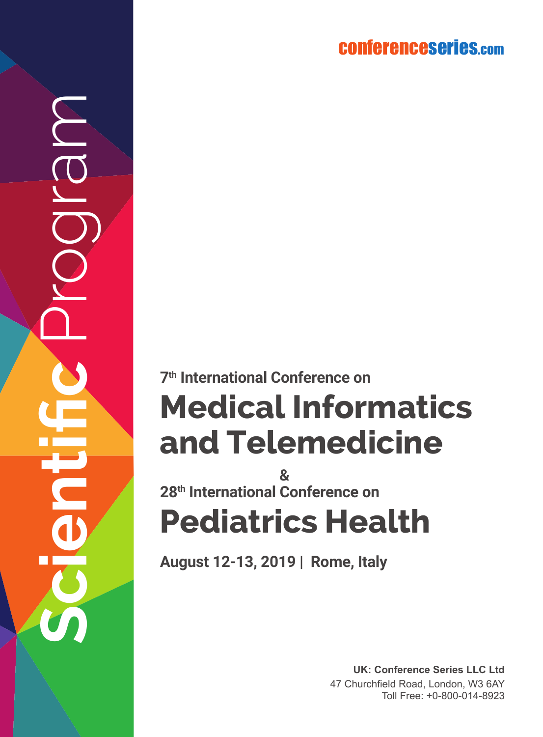conferenceseries.com

Scientific Program

7th International Conference on

# Medical Informatics and Telemedicine

&

28th International Conference on

# Pediatrics Health

**August 12-13, 2019 | Rome, Italy**

**UK: Conference Series LLC Ltd**
47 Churchfield Road, London, W3 6AY
Toll Free: +0-800-014-8923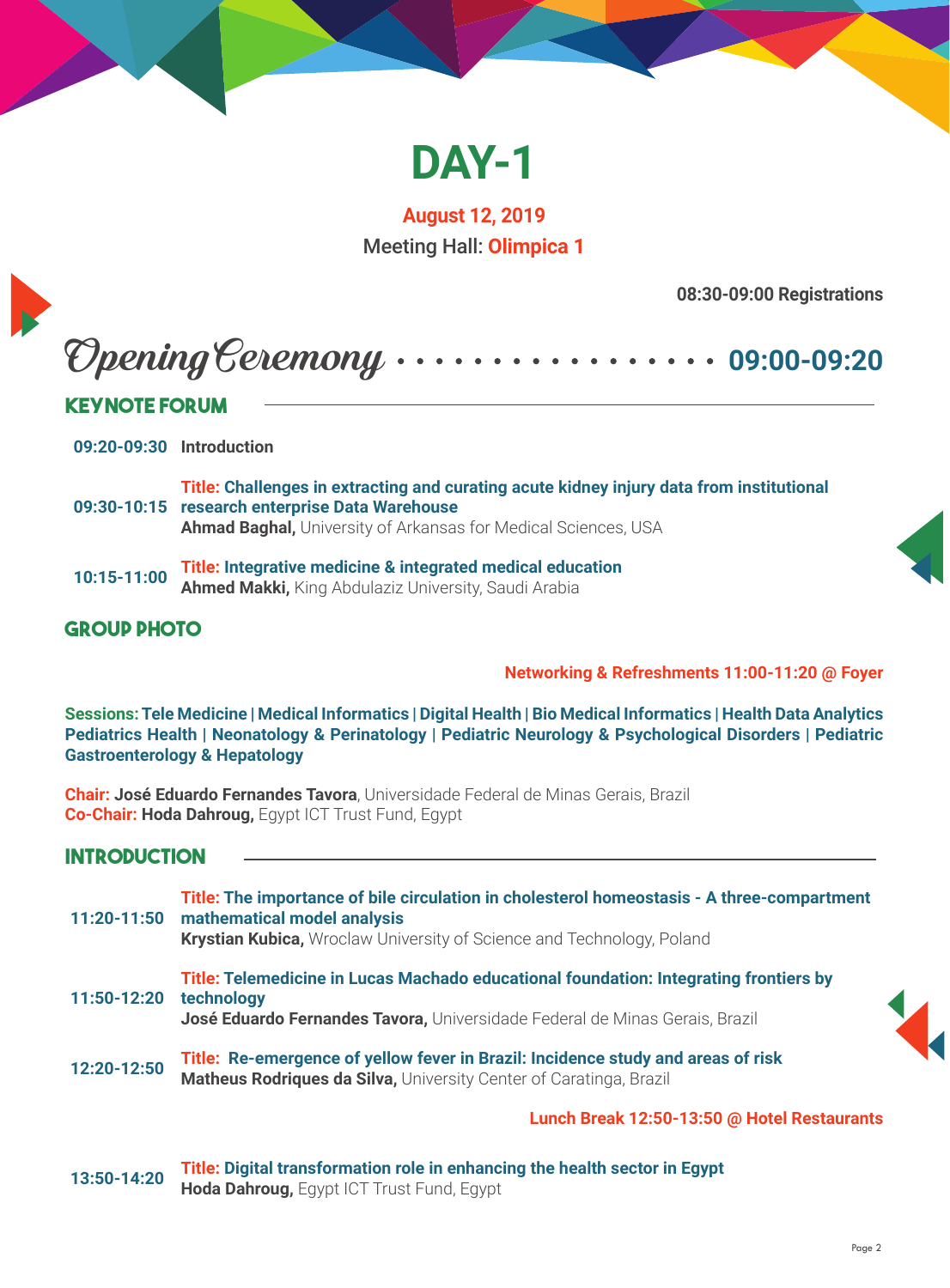# DAY-1

**August 12, 2019**

**Meeting Hall: Olimpica 1**

**08:30-09:00 Registrations**

## Opening Ceremony ................. 09:00-09:20

## KEYNOTE FORUM

**09:20-09:30** **Introduction**

**09:30-10:15** **Title: Challenges in extracting and curating acute kidney injury data from institutional research enterprise Data Warehouse**
**Ahmad Baghal,** University of Arkansas for Medical Sciences, USA

**10:15-11:00** **Title: Integrative medicine & integrated medical education**
**Ahmed Makki,** King Abdulaziz University, Saudi Arabia

## GROUP PHOTO

**Networking & Refreshments 11:00-11:20 @ Foyer**

**Sessions: Tele Medicine | Medical Informatics | Digital Health | Bio Medical Informatics | Health Data Analytics Pediatrics Health | Neonatology & Perinatology | Pediatric Neurology & Psychological Disorders | Pediatric Gastroenterology & Hepatology**

**Chair: José Eduardo Fernandes Tavora**, Universidade Federal de Minas Gerais, Brazil
**Co-Chair: Hoda Dahroug,** Egypt ICT Trust Fund, Egypt

## INTRODUCTION

**11:20-11:50** **Title: The importance of bile circulation in cholesterol homeostasis - A three-compartment mathematical model analysis**
**Krystian Kubica,** Wroclaw University of Science and Technology, Poland

**11:50-12:20** **Title: Telemedicine in Lucas Machado educational foundation: Integrating frontiers by technology**
**José Eduardo Fernandes Tavora,** Universidade Federal de Minas Gerais, Brazil

**12:20-12:50** **Title: Re-emergence of yellow fever in Brazil: Incidence study and areas of risk**
**Matheus Rodriques da Silva,** University Center of Caratinga, Brazil

**Lunch Break 12:50-13:50 @ Hotel Restaurants**

**13:50-14:20** **Title: Digital transformation role in enhancing the health sector in Egypt**
**Hoda Dahroug,** Egypt ICT Trust Fund, Egypt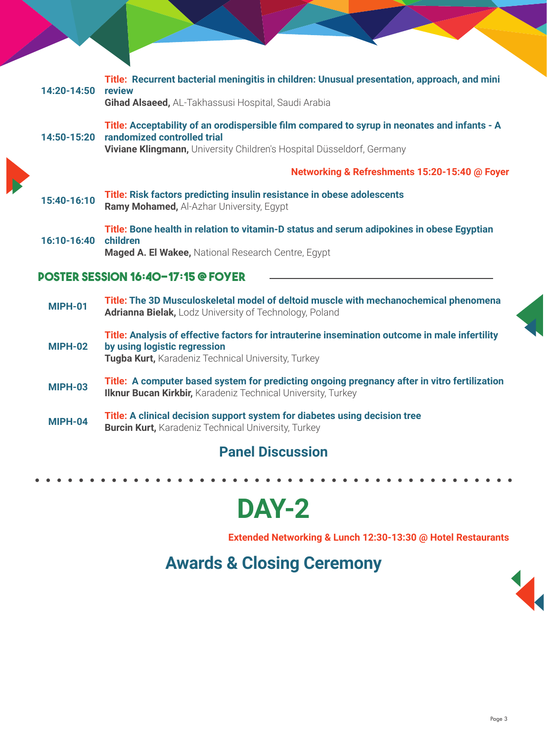**14:20-14:50** **Title: Recurrent bacterial meningitis in children: Unusual presentation, approach, and mini review**
**Gihad Alsaeed,** AL-Takhassusi Hospital, Saudi Arabia

**14:50-15:20** **Title: Acceptability of an orodispersible film compared to syrup in neonates and infants - A randomized controlled trial**
**Viviane Klingmann,** University Children's Hospital Düsseldorf, Germany

**Networking & Refreshments 15:20-15:40 @ Foyer**

**15:40-16:10** **Title: Risk factors predicting insulin resistance in obese adolescents**
**Ramy Mohamed,** Al-Azhar University, Egypt

**16:10-16:40** **Title: Bone health in relation to vitamin-D status and serum adipokines in obese Egyptian children**
**Maged A. El Wakee,** National Research Centre, Egypt

## POSTER SESSION 16:40-17:15 @ FOYER

**MIPH-01** **Title: The 3D Musculoskeletal model of deltoid muscle with mechanochemical phenomena**
**Adrianna Bielak,** Lodz University of Technology, Poland

**MIPH-02** **Title: Analysis of effective factors for intrauterine insemination outcome in male infertility by using logistic regression**
**Tugba Kurt,** Karadeniz Technical University, Turkey

**MIPH-03** **Title: A computer based system for predicting ongoing pregnancy after in vitro fertilization**
**Ilknur Bucan Kirkbir,** Karadeniz Technical University, Turkey

**MIPH-04** **Title: A clinical decision support system for diabetes using decision tree**
**Burcin Kurt,** Karadeniz Technical University, Turkey

## Panel Discussion

# DAY-2

**Extended Networking & Lunch 12:30-13:30 @ Hotel Restaurants**

## Awards & Closing Ceremony